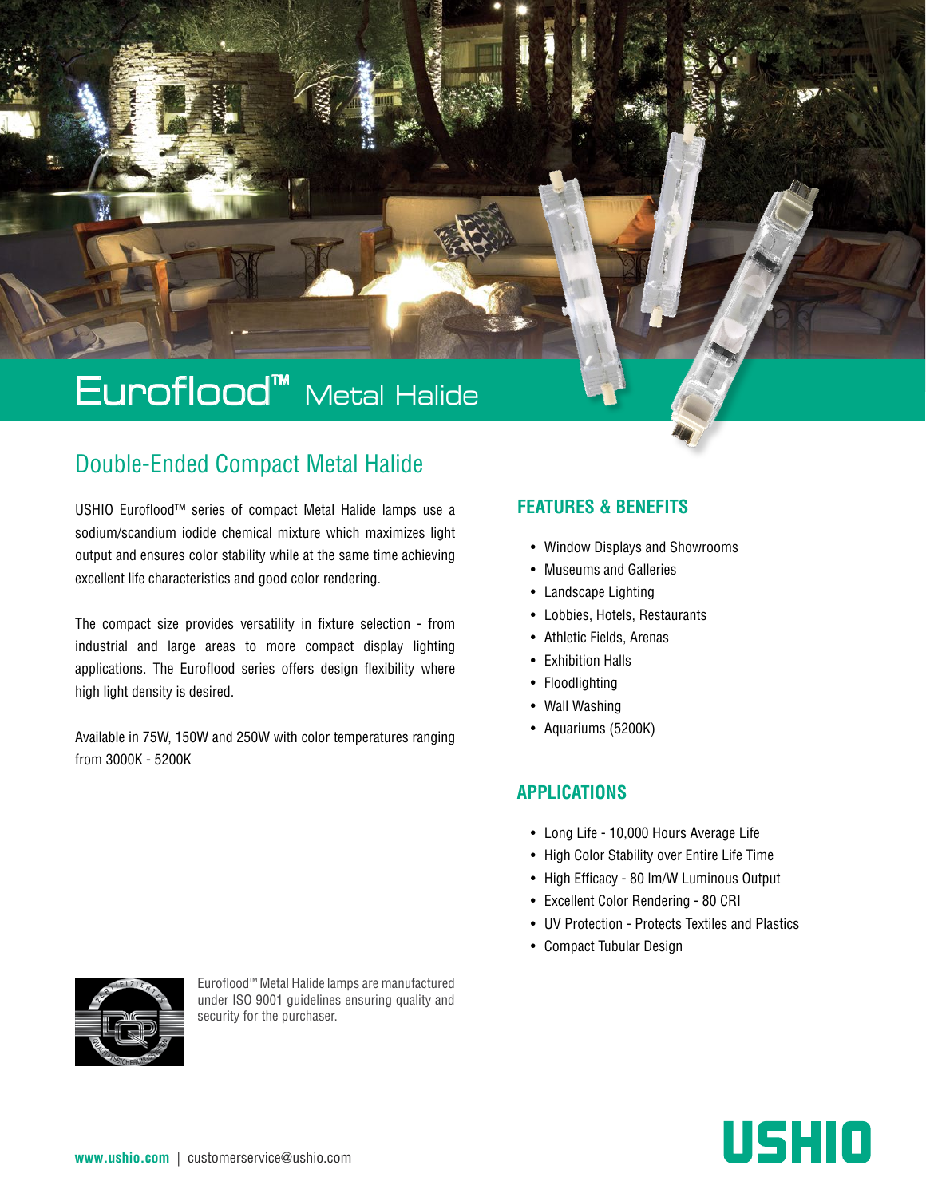# Euroflood™ Metal Halide

## Double-Ended Compact Metal Halide

USHIO Euroflood™ series of compact Metal Halide lamps use a sodium/scandium iodide chemical mixture which maximizes light output and ensures color stability while at the same time achieving excellent life characteristics and good color rendering.

The compact size provides versatility in fixture selection - from industrial and large areas to more compact display lighting applications. The Euroflood series offers design flexibility where high light density is desired.

Available in 75W, 150W and 250W with color temperatures ranging from 3000K - 5200K

### FEATURES & BENEFITS

- Window Displays and Showrooms
- Museums and Galleries
- Landscape Lighting
- Lobbies, Hotels, Restaurants
- Athletic Fields, Arenas
- Exhibition Halls
- Floodlighting
- Wall Washing
- Aquariums (5200K)

### APPLICATIONS

- Long Life - 10,000 Hours Average Life
- High Color Stability over Entire Life Time
- High Efficacy - 80 lm/W Luminous Output
- Excellent Color Rendering - 80 CRI
- UV Protection - Protects Textiles and Plastics
- Compact Tubular Design

Euroflood™ Metal Halide lamps are manufactured under ISO 9001 guidelines ensuring quality and security for the purchaser.

**www.ushio.com** | customerservice@ushio.com

USHIO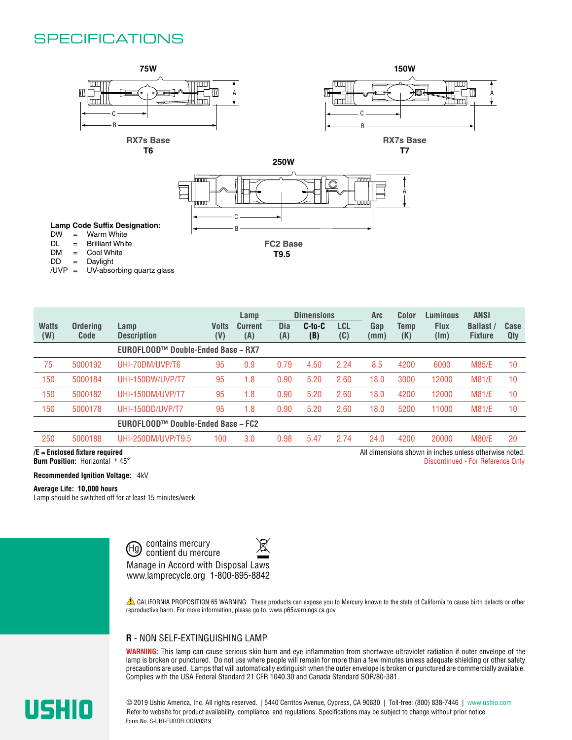# SPECIFICATIONS

75W

RX7s Base
T6

150W

RX7s Base
T7

250W

FC2 Base
T9.5

**Lamp Code Suffix Designation:**
DW = Warm White
DL = Brilliant White
DM = Cool White
DD = Daylight
/UVP = UV-absorbing quartz glass

| Watts (W) | Ordering Code | Lamp Description | Volts (V) | Lamp Current (A) | Dimensions Dia (A) | Dimensions C-to-C (B) | Dimensions LCL (C) | Arc Gap (mm) | Color Temp (K) | Luminous Flux (lm) | ANSI Ballast / Fixture | Case Qty |
|---|---|---|---|---|---|---|---|---|---|---|---|---|
| | | EUROFLOOD™ Double-Ended Base – RX7 | | | | | | | | | | |
| 75 | 5000192 | UHI-70DM/UVP/T6 | 95 | 0.9 | 0.79 | 4.50 | 2.24 | 8.5 | 4200 | 6000 | M85/E | 10 |
| 150 | 5000184 | UHI-150DW/UVP/T7 | 95 | 1.8 | 0.90 | 5.20 | 2.60 | 18.0 | 3000 | 12000 | M81/E | 10 |
| 150 | 5000182 | UHI-150DM/UVP/T7 | 95 | 1.8 | 0.90 | 5.20 | 2.60 | 18.0 | 4200 | 12000 | M81/E | 10 |
| 150 | 5000178 | UHI-150DD/UVP/T7 | 95 | 1.8 | 0.90 | 5.20 | 2.60 | 18.0 | 5200 | 11000 | M81/E | 10 |
| | | EUROFLOOD™ Double-Ended Base – FC2 | | | | | | | | | | |
| 250 | 5000188 | UHI-250DM/UVP/T9.5 | 100 | 3.0 | 0.98 | 5.47 | 2.74 | 24.0 | 4200 | 20000 | M80/E | 20 |

**/E = Enclosed fixture required**
**Burn Position:** Horizontal ± 45°

All dimensions shown in inches unless otherwise noted.
Discontinued - For Reference Only

**Recommended Ignition Voltage:** 4kV

**Average Life: 10,000 hours**
Lamp should be switched off for at least 15 minutes/week

(Hg) contains mercury
contient du mercure
Manage in Accord with Disposal Laws
www.lamprecycle.org 1-800-895-8842

⚠ CALIFORNIA PROPOSITION 65 WARNING: These products can expose you to Mercury known to the state of California to cause birth defects or other reproductive harm. For more information, please go to: www.p65warnings.ca.gov

**R** - NON SELF-EXTINGUISHING LAMP

**WARNING:** This lamp can cause serious skin burn and eye inflammation from shortwave ultraviolet radiation if outer envelope of the lamp is broken or punctured. Do not use where people will remain for more than a few minutes unless adequate shielding or other safety precautions are used. Lamps that will automatically extinguish when the outer envelope is broken or punctured are commercially available. Complies with the USA Federal Standard 21 CFR 1040.30 and Canada Standard SOR/80-381.

USHIO

© 2019 Ushio America, Inc. All rights reserved. | 5440 Cerritos Avenue, Cypress, CA 90630 | Toll-free: (800) 838-7446 | www.ushio.com
Refer to website for product availability, compliance, and regulations. Specifications may be subject to change without prior notice.
Form No. S-UHI-EUROFLOOD/0319